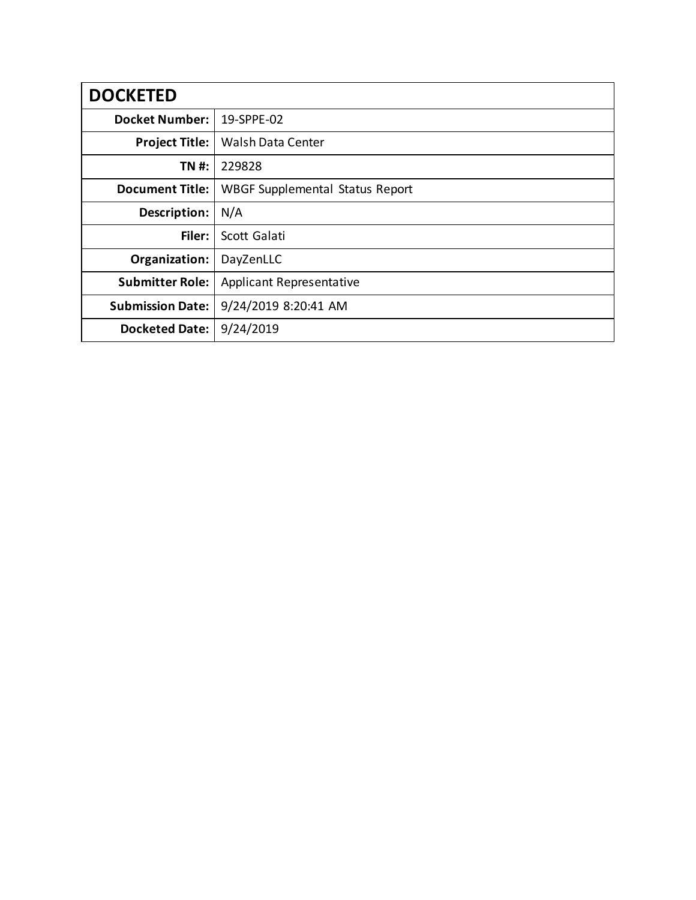| DOCKETED | |
|---|---|
| **Docket Number:** | 19-SPPE-02 |
| **Project Title:** | Walsh Data Center |
| **TN #:** | 229828 |
| **Document Title:** | WBGF Supplemental Status Report |
| **Description:** | N/A |
| **Filer:** | Scott Galati |
| **Organization:** | DayZenLLC |
| **Submitter Role:** | Applicant Representative |
| **Submission Date:** | 9/24/2019 8:20:41 AM |
| **Docketed Date:** | 9/24/2019 |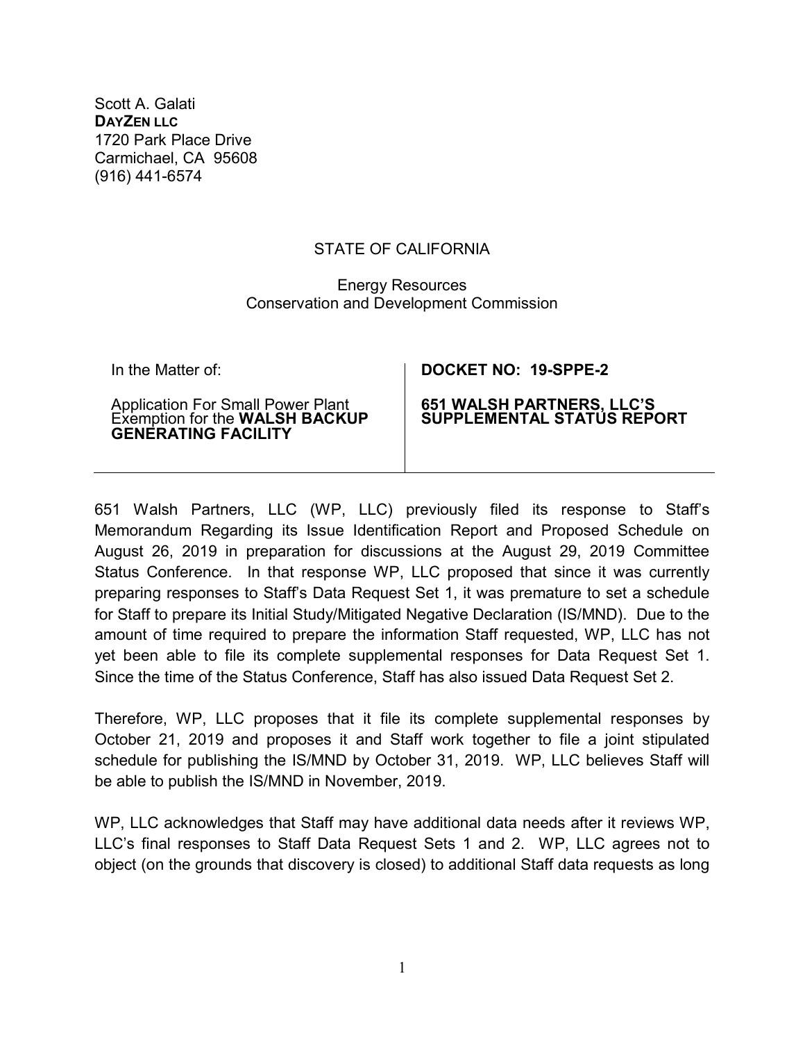Scott A. Galati  
**DAYZEN LLC**  
1720 Park Place Drive  
Carmichael, CA 95608  
(916) 441-6574

STATE OF CALIFORNIA

Energy Resources  
Conservation and Development Commission

| In the Matter of:<br><br>Application For Small Power Plant Exemption for the **WALSH BACKUP GENERATING FACILITY** | **DOCKET NO: 19-SPPE-2**<br><br>**651 WALSH PARTNERS, LLC'S SUPPLEMENTAL STATUS REPORT** |
|---|---|

651 Walsh Partners, LLC (WP, LLC) previously filed its response to Staff's Memorandum Regarding its Issue Identification Report and Proposed Schedule on August 26, 2019 in preparation for discussions at the August 29, 2019 Committee Status Conference. In that response WP, LLC proposed that since it was currently preparing responses to Staff's Data Request Set 1, it was premature to set a schedule for Staff to prepare its Initial Study/Mitigated Negative Declaration (IS/MND). Due to the amount of time required to prepare the information Staff requested, WP, LLC has not yet been able to file its complete supplemental responses for Data Request Set 1. Since the time of the Status Conference, Staff has also issued Data Request Set 2.

Therefore, WP, LLC proposes that it file its complete supplemental responses by October 21, 2019 and proposes it and Staff work together to file a joint stipulated schedule for publishing the IS/MND by October 31, 2019. WP, LLC believes Staff will be able to publish the IS/MND in November, 2019.

WP, LLC acknowledges that Staff may have additional data needs after it reviews WP, LLC's final responses to Staff Data Request Sets 1 and 2. WP, LLC agrees not to object (on the grounds that discovery is closed) to additional Staff data requests as long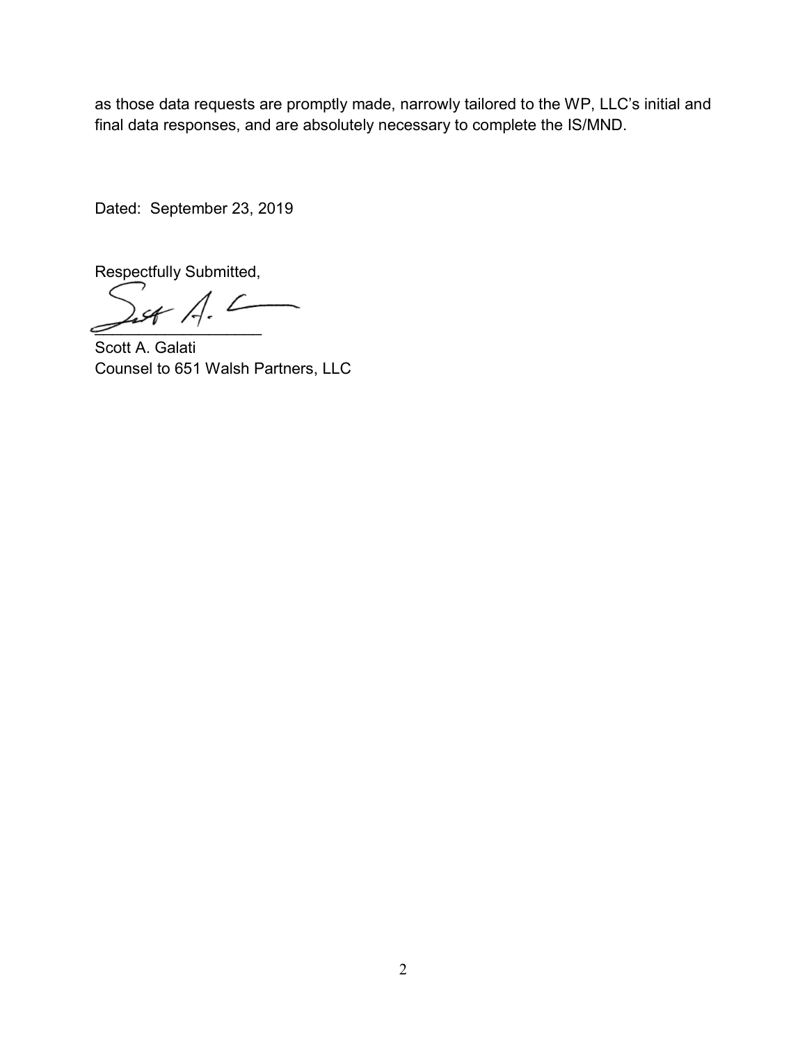as those data requests are promptly made, narrowly tailored to the WP, LLC's initial and final data responses, and are absolutely necessary to complete the IS/MND.

Dated: September 23, 2019

Respectfully Submitted,

___________________

Scott A. Galati
Counsel to 651 Walsh Partners, LLC